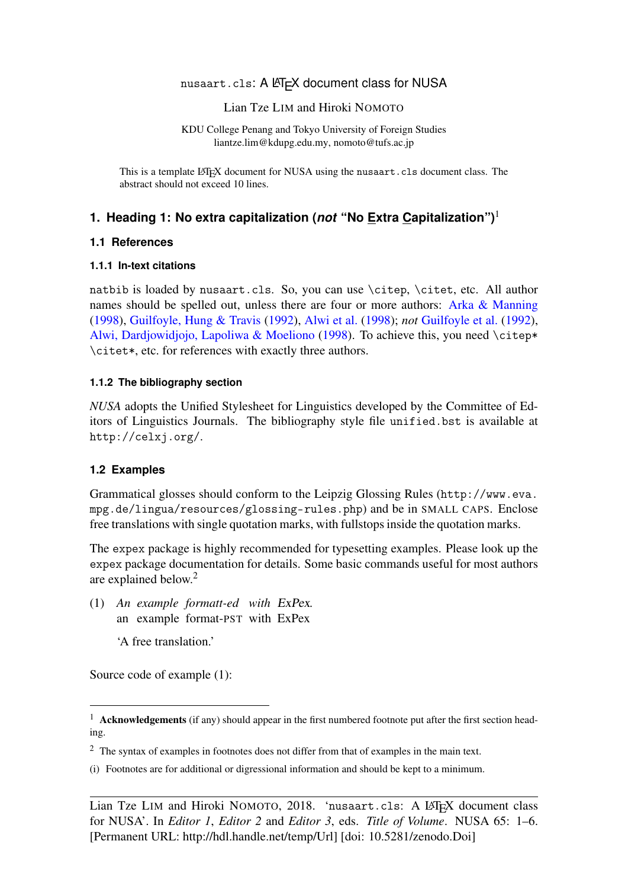# `nusaart.cls`: A LaTeX document class for NUSA

Lian Tze LIM and Hiroki NOMOTO

KDU College Penang and Tokyo University of Foreign Studies
liantze.lim@kdupg.edu.my, nomoto@tufs.ac.jp

This is a template LaTeX document for NUSA using the `nusaart.cls` document class. The abstract should not exceed 10 lines.

## 1. Heading 1: No extra capitalization (*not* "No Extra Capitalization")[1]

### 1.1 References

#### 1.1.1 In-text citations

`natbib` is loaded by `nusaart.cls`. So, you can use `\citep`, `\citet`, etc. All author names should be spelled out, unless there are four or more authors: Arka & Manning (1998), Guilfoyle, Hung & Travis (1992), Alwi et al. (1998); *not* Guilfoyle et al. (1992), Alwi, Dardjowidjojo, Lapoliwa & Moeliono (1998). To achieve this, you need `\citep*` `\citet*`, etc. for references with exactly three authors.

#### 1.1.2 The bibliography section

*NUSA* adopts the Unified Stylesheet for Linguistics developed by the Committee of Editors of Linguistics Journals. The bibliography style file `unified.bst` is available at `http://celxj.org/`.

### 1.2 Examples

Grammatical glosses should conform to the Leipzig Glossing Rules (`http://www.eva.mpg.de/lingua/resources/glossing-rules.php`) and be in SMALL CAPS. Enclose free translations with single quotation marks, with fullstops inside the quotation marks.

The `expex` package is highly recommended for typesetting examples. Please look up the `expex` package documentation for details. Some basic commands useful for most authors are explained below.[2]

(1) *An example formatt-ed with ExPex.*
an example format-PST with ExPex

'A free translation.'

Source code of example (1):

---

[1] **Acknowledgements** (if any) should appear in the first numbered footnote put after the first section heading.

[2] The syntax of examples in footnotes does not differ from that of examples in the main text.

(i) Footnotes are for additional or digressional information and should be kept to a minimum.

---

Lian Tze LIM and Hiroki NOMOTO, 2018. '`nusaart.cls`: A LaTeX document class for NUSA'. In *Editor 1*, *Editor 2* and *Editor 3*, eds. *Title of Volume*. NUSA 65: 1–6. [Permanent URL: http://hdl.handle.net/temp/Url] [doi: 10.5281/zenodo.Doi]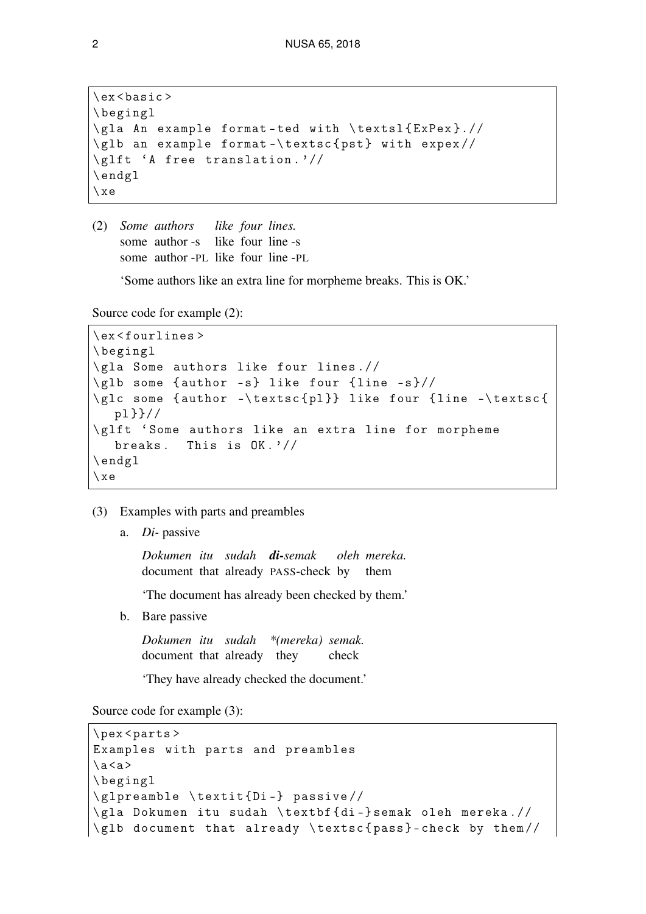```
\ex<basic>
\begingl
\gla An example format-ted with \textsl{ExPex}.//
\glb an example format-\textsc{pst} with expex//
\glft 'A free translation.'//
\endgl
\xe
```

(2) *Some authors like four lines.*
some author -s like four line -s
some author -PL like four line -PL

'Some authors like an extra line for morpheme breaks. This is OK.'

Source code for example (2):

```
\ex<fourlines>
\begingl
\gla Some authors like four lines.//
\glb some {author -s} like four {line -s}//
\glc some {author -\textsc{pl}} like four {line -\textsc{
   pl}}//
\glft 'Some authors like an extra line for morpheme
   breaks.  This is OK.'//
\endgl
\xe
```

(3) Examples with parts and preambles

a. *Di-* passive

*Dokumen itu sudah* ***di-****semak oleh mereka.*
document that already PASS-check by them

'The document has already been checked by them.'

b. Bare passive

*Dokumen itu sudah \*(mereka) semak.*
document that already they check

'They have already checked the document.'

Source code for example (3):

```
\pex<parts>
Examples with parts and preambles
\a<a>
\begingl
\glpreamble \textit{Di-} passive//
\gla Dokumen itu sudah \textbf{di-}semak oleh mereka.//
\glb document that already \textsc{pass}-check by them//
```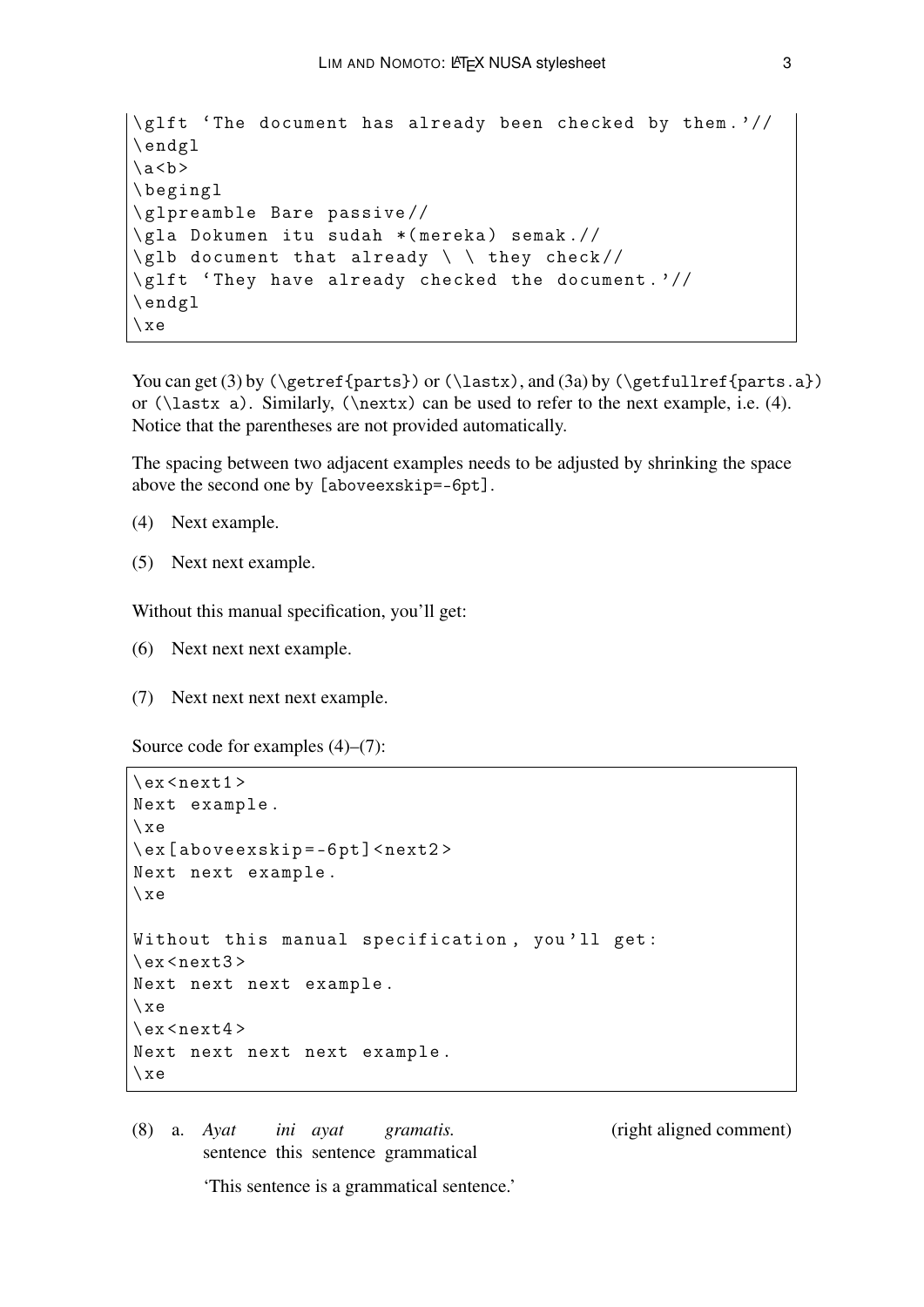```
\glft 'The document has already been checked by them.'//
\endgl
\a<b>
\begingl
\glpreamble Bare passive//
\gla Dokumen itu sudah *(mereka) semak.//
\glb document that already \ \ they check//
\glft 'They have already checked the document.'//
\endgl
\xe
```

You can get (3) by (`\getref{parts}`) or (`\lastx`), and (3a) by (`\getfullref{parts.a}`) or (`\lastx a`). Similarly, (`\nextx`) can be used to refer to the next example, i.e. (4). Notice that the parentheses are not provided automatically.

The spacing between two adjacent examples needs to be adjusted by shrinking the space above the second one by `[aboveexskip=-6pt]`.

(4) Next example.

(5) Next next example.

Without this manual specification, you'll get:

(6) Next next next example.

(7) Next next next next example.

Source code for examples (4)–(7):

```
\ex<next1>
Next example.
\xe
\ex[aboveexskip=-6pt]<next2>
Next next example.
\xe

Without this manual specification, you'll get:
\ex<next3>
Next next next example.
\xe
\ex<next4>
Next next next next example.
\xe
```

(8) a. *Ayat ini ayat gramatis.* (right aligned comment)
sentence this sentence grammatical

'This sentence is a grammatical sentence.'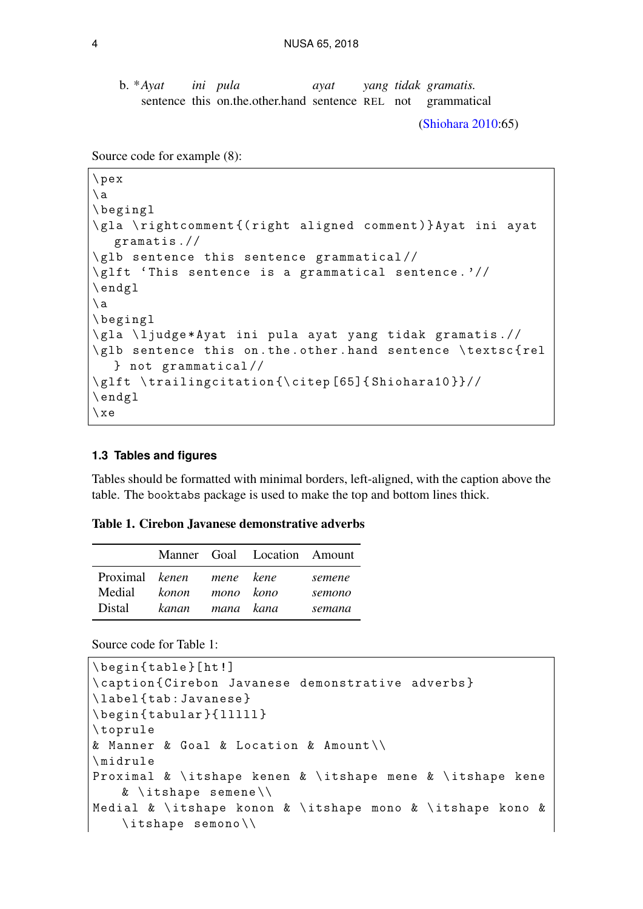b. \*_Ayat_ _ini_ _pula_ _ayat_ _yang_ _tidak_ _gramatis._
sentence this on.the.other.hand sentence REL not grammatical

(Shiohara 2010:65)

Source code for example (8):

```
\pex
\a
\begingl
\gla \rightcomment{(right aligned comment)}Ayat ini ayat
   gramatis.//
\glb sentence this sentence grammatical//
\glft ‘This sentence is a grammatical sentence.’//
\endgl
\a
\begingl
\gla \ljudge*Ayat ini pula ayat yang tidak gramatis.//
\glb sentence this on.the.other.hand sentence \textsc{rel
   } not grammatical//
\glft \trailingcitation{\citep[65]{Shiohara10}}//
\endgl
\xe
```

### 1.3 Tables and figures

Tables should be formatted with minimal borders, left-aligned, with the caption above the table. The booktabs package is used to make the top and bottom lines thick.

**Table 1. Cirebon Javanese demonstrative adverbs**

| | Manner | Goal | Location | Amount |
|---|---|---|---|---|
| Proximal | *kenen* | *mene* | *kene* | *semene* |
| Medial | *konon* | *mono* | *kono* | *semono* |
| Distal | *kanan* | *mana* | *kana* | *semana* |

Source code for Table 1:

```
\begin{table}[ht!]
\caption{Cirebon Javanese demonstrative adverbs}
\label{tab:Javanese}
\begin{tabular}{lllll}
\toprule
& Manner & Goal & Location & Amount\\
\midrule
Proximal & \itshape kenen & \itshape mene & \itshape kene
    & \itshape semene\\
Medial & \itshape konon & \itshape mono & \itshape kono &
    \itshape semono\\
```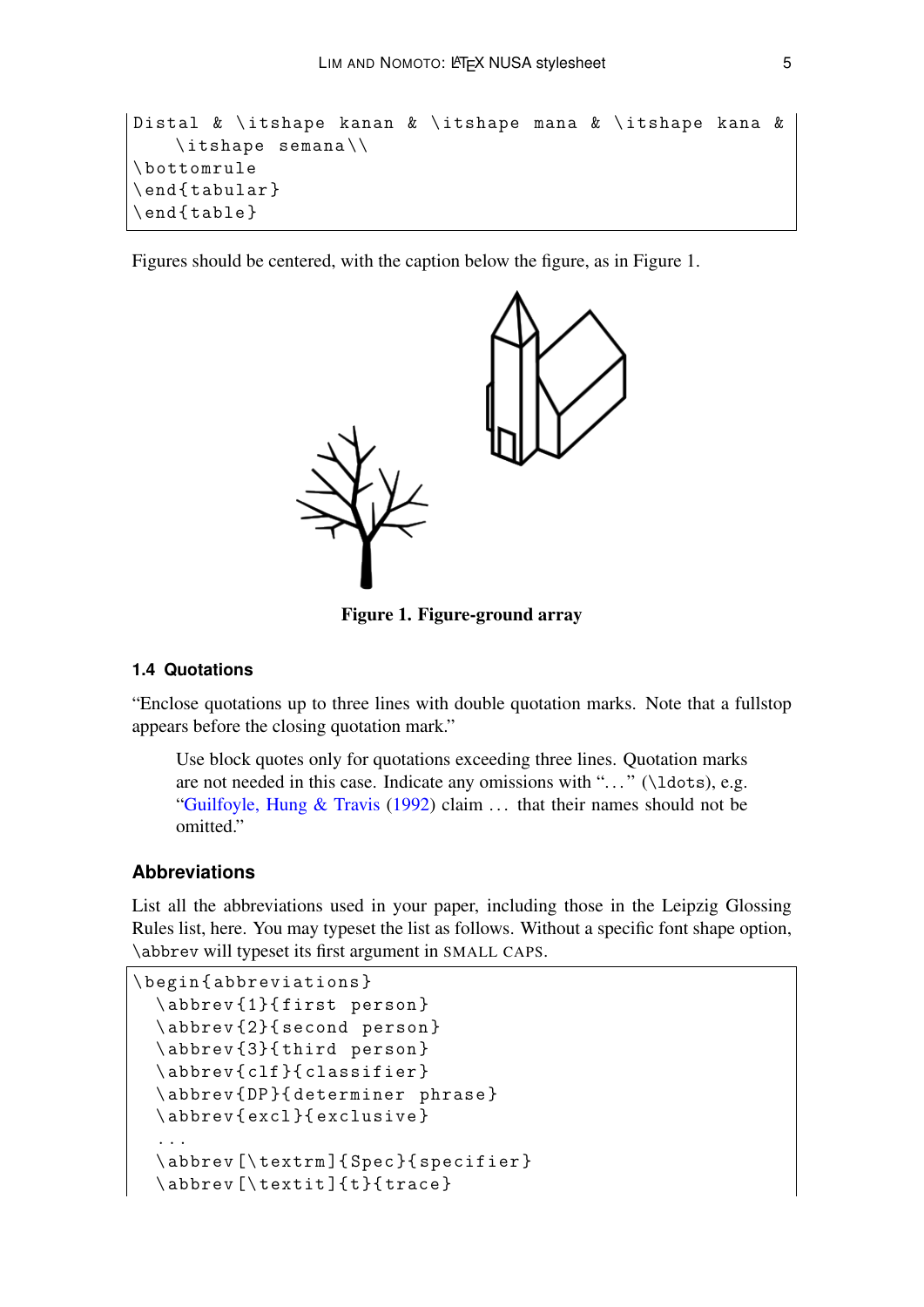```
Distal & \itshape kanan & \itshape mana & \itshape kana &
    \itshape semana\\
\bottomrule
\end{tabular}
\end{table}
```

Figures should be centered, with the caption below the figure, as in Figure 1.

**Figure 1. Figure-ground array**

### 1.4 Quotations

"Enclose quotations up to three lines with double quotation marks. Note that a fullstop appears before the closing quotation mark."

> Use block quotes only for quotations exceeding three lines. Quotation marks are not needed in this case. Indicate any omissions with "…" (\ldots), e.g. "Guilfoyle, Hung & Travis (1992) claim … that their names should not be omitted."

## Abbreviations

List all the abbreviations used in your paper, including those in the Leipzig Glossing Rules list, here. You may typeset the list as follows. Without a specific font shape option, \abbrev will typeset its first argument in SMALL CAPS.

```
\begin{abbreviations}
  \abbrev{1}{first person}
  \abbrev{2}{second person}
  \abbrev{3}{third person}
  \abbrev{clf}{classifier}
  \abbrev{DP}{determiner phrase}
  \abbrev{excl}{exclusive}
  ...
  \abbrev[\textrm]{Spec}{specifier}
  \abbrev[\textit]{t}{trace}
```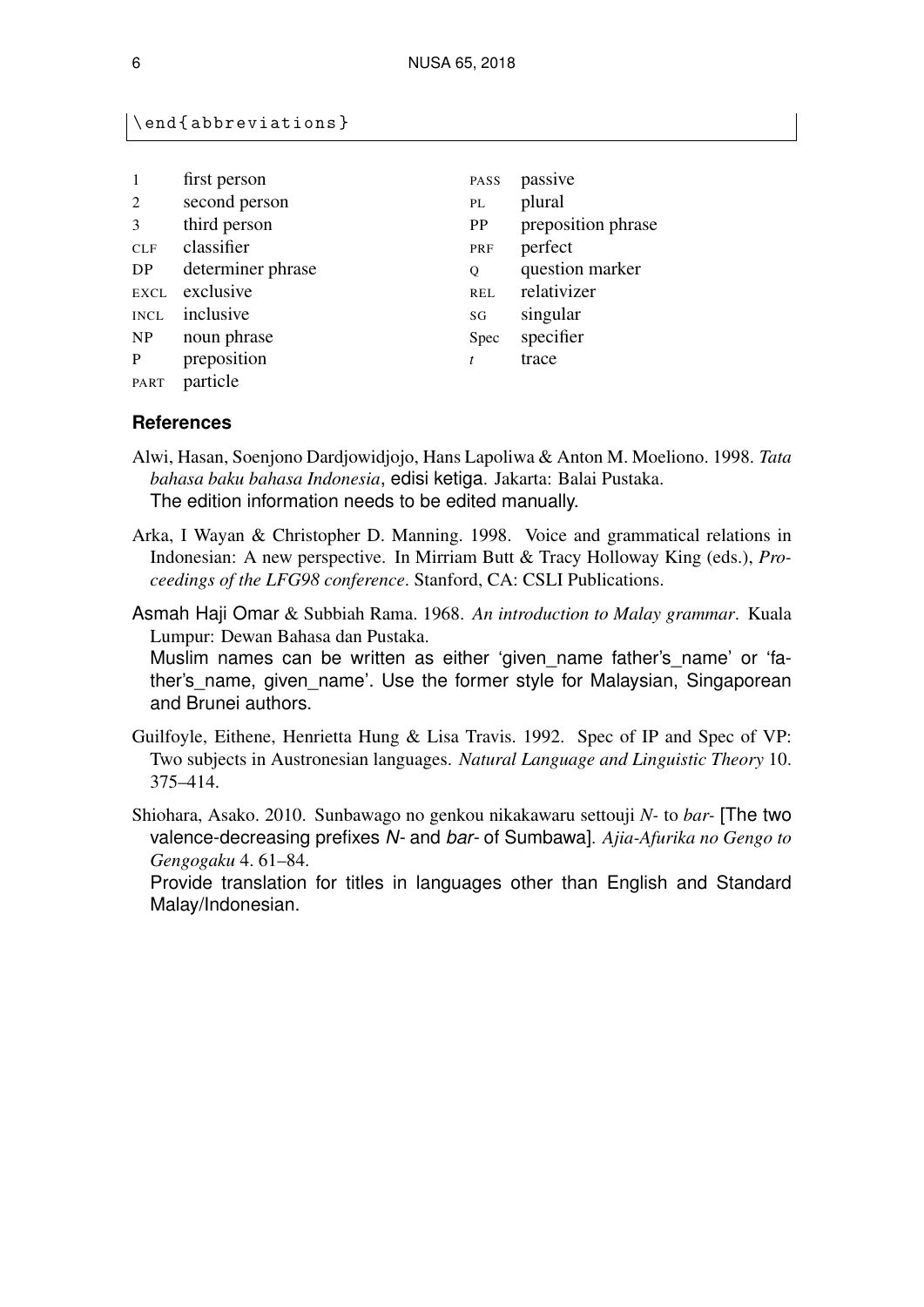```
\end{abbreviations}
```

| | | | |
|---|---|---|---|
| 1 | first person | PASS | passive |
| 2 | second person | PL | plural |
| 3 | third person | PP | preposition phrase |
| CLF | classifier | PRF | perfect |
| DP | determiner phrase | Q | question marker |
| EXCL | exclusive | REL | relativizer |
| INCL | inclusive | SG | singular |
| NP | noun phrase | Spec | specifier |
| P | preposition | *t* | trace |
| PART | particle | | |

## References

Alwi, Hasan, Soenjono Dardjowidjojo, Hans Lapoliwa & Anton M. Moeliono. 1998. *Tata bahasa baku bahasa Indonesia*, edisi ketiga. Jakarta: Balai Pustaka.
The edition information needs to be edited manually.

Arka, I Wayan & Christopher D. Manning. 1998. Voice and grammatical relations in Indonesian: A new perspective. In Mirriam Butt & Tracy Holloway King (eds.), *Proceedings of the LFG98 conference*. Stanford, CA: CSLI Publications.

Asmah Haji Omar & Subbiah Rama. 1968. *An introduction to Malay grammar*. Kuala Lumpur: Dewan Bahasa dan Pustaka.
Muslim names can be written as either 'given_name father's_name' or 'father's_name, given_name'. Use the former style for Malaysian, Singaporean and Brunei authors.

Guilfoyle, Eithene, Henrietta Hung & Lisa Travis. 1992. Spec of IP and Spec of VP: Two subjects in Austronesian languages. *Natural Language and Linguistic Theory* 10. 375–414.

Shiohara, Asako. 2010. Sunbawago no genkou nikakawaru settouji *N-* to *bar-* [The two valence-decreasing prefixes *N-* and *bar-* of Sumbawa]. *Ajia-Afurika no Gengo to Gengogaku* 4. 61–84.
Provide translation for titles in languages other than English and Standard Malay/Indonesian.